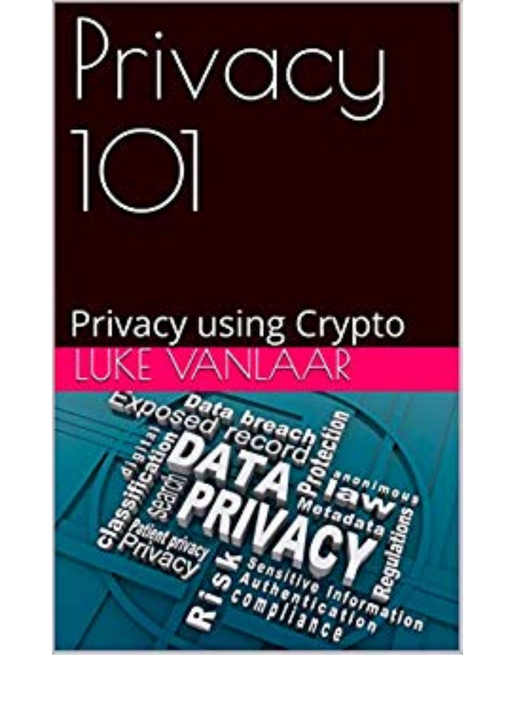# Privacy 101

## Privacy using Crypto

LUKE VANLAAR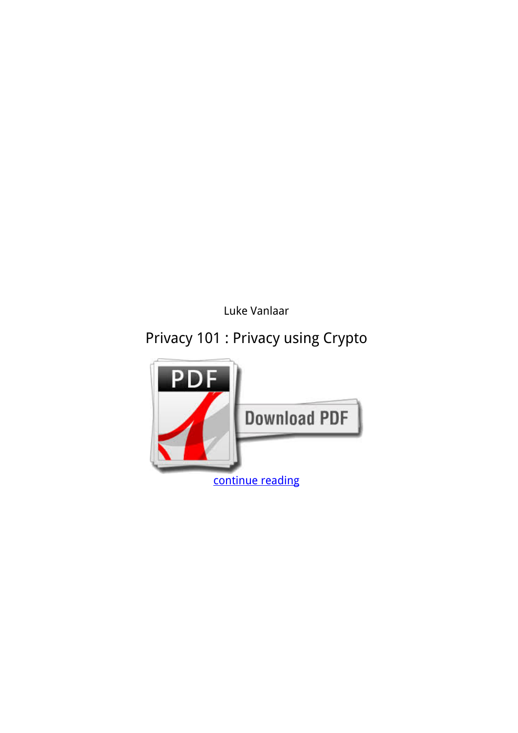Luke Vanlaar

Privacy 101 : Privacy using Crypto

continue reading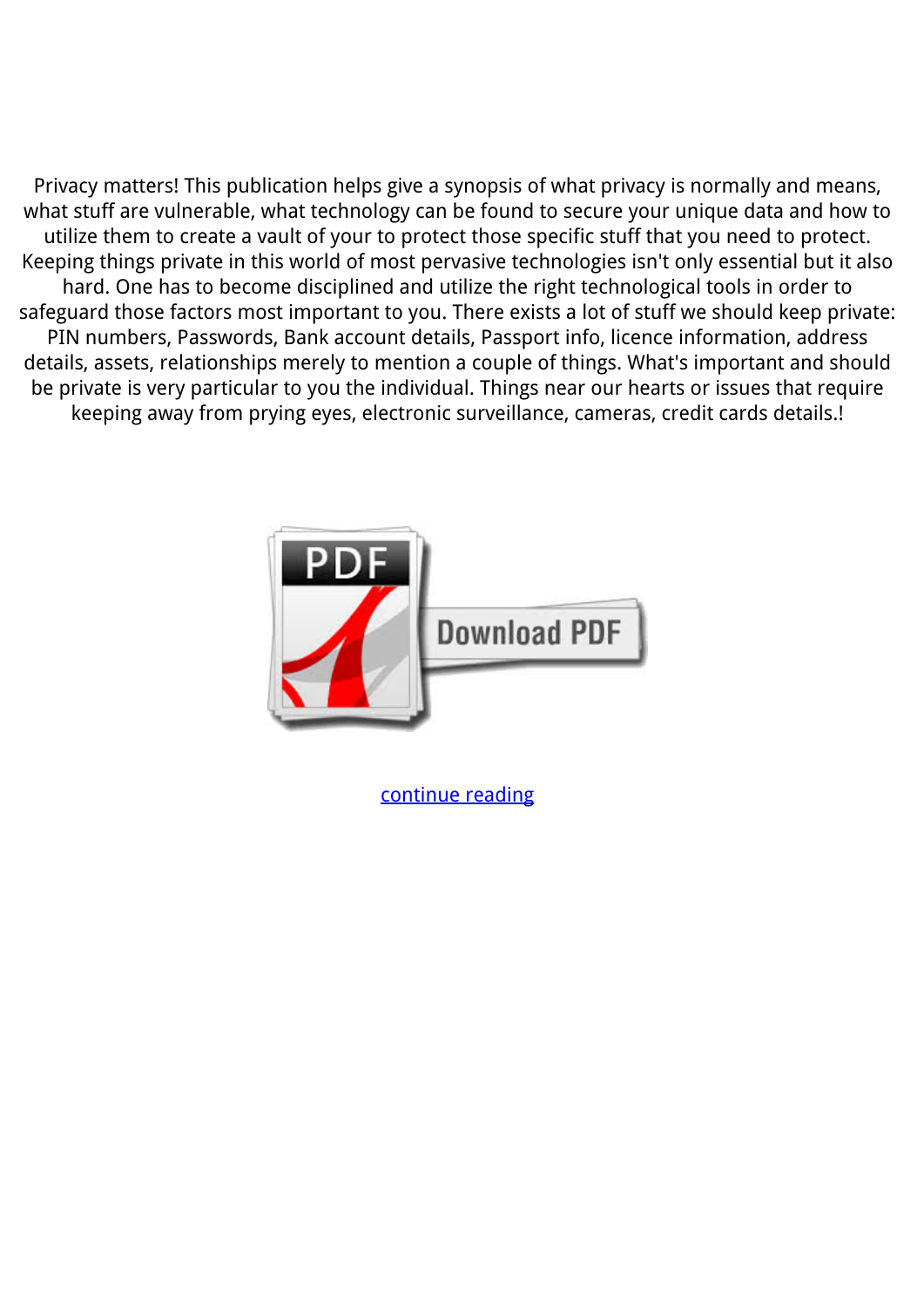Privacy matters! This publication helps give a synopsis of what privacy is normally and means, what stuff are vulnerable, what technology can be found to secure your unique data and how to utilize them to create a vault of your to protect those specific stuff that you need to protect. Keeping things private in this world of most pervasive technologies isn't only essential but it also hard. One has to become disciplined and utilize the right technological tools in order to safeguard those factors most important to you. There exists a lot of stuff we should keep private: PIN numbers, Passwords, Bank account details, Passport info, licence information, address details, assets, relationships merely to mention a couple of things. What's important and should be private is very particular to you the individual. Things near our hearts or issues that require keeping away from prying eyes, electronic surveillance, cameras, credit cards details.!

continue reading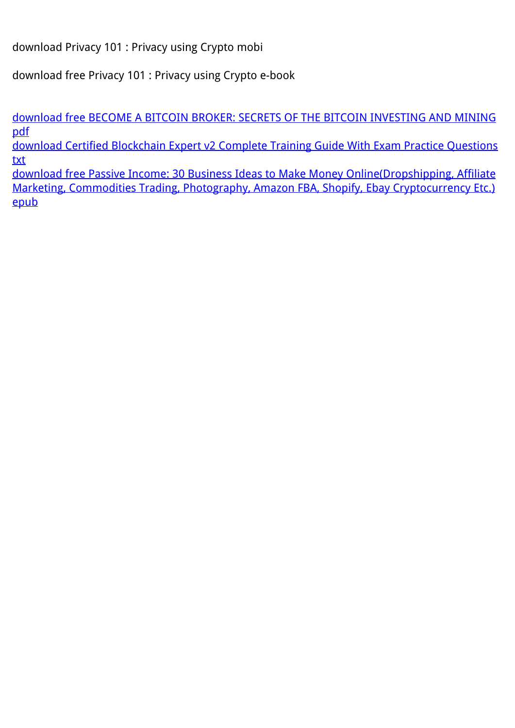download Privacy 101 : Privacy using Crypto mobi

download free Privacy 101 : Privacy using Crypto e-book

download free BECOME A BITCOIN BROKER: SECRETS OF THE BITCOIN INVESTING AND MINING pdf
download Certified Blockchain Expert v2 Complete Training Guide With Exam Practice Questions txt
download free Passive Income: 30 Business Ideas to Make Money Online(Dropshipping, Affiliate Marketing, Commodities Trading, Photography, Amazon FBA, Shopify, Ebay Cryptocurrency Etc.) epub